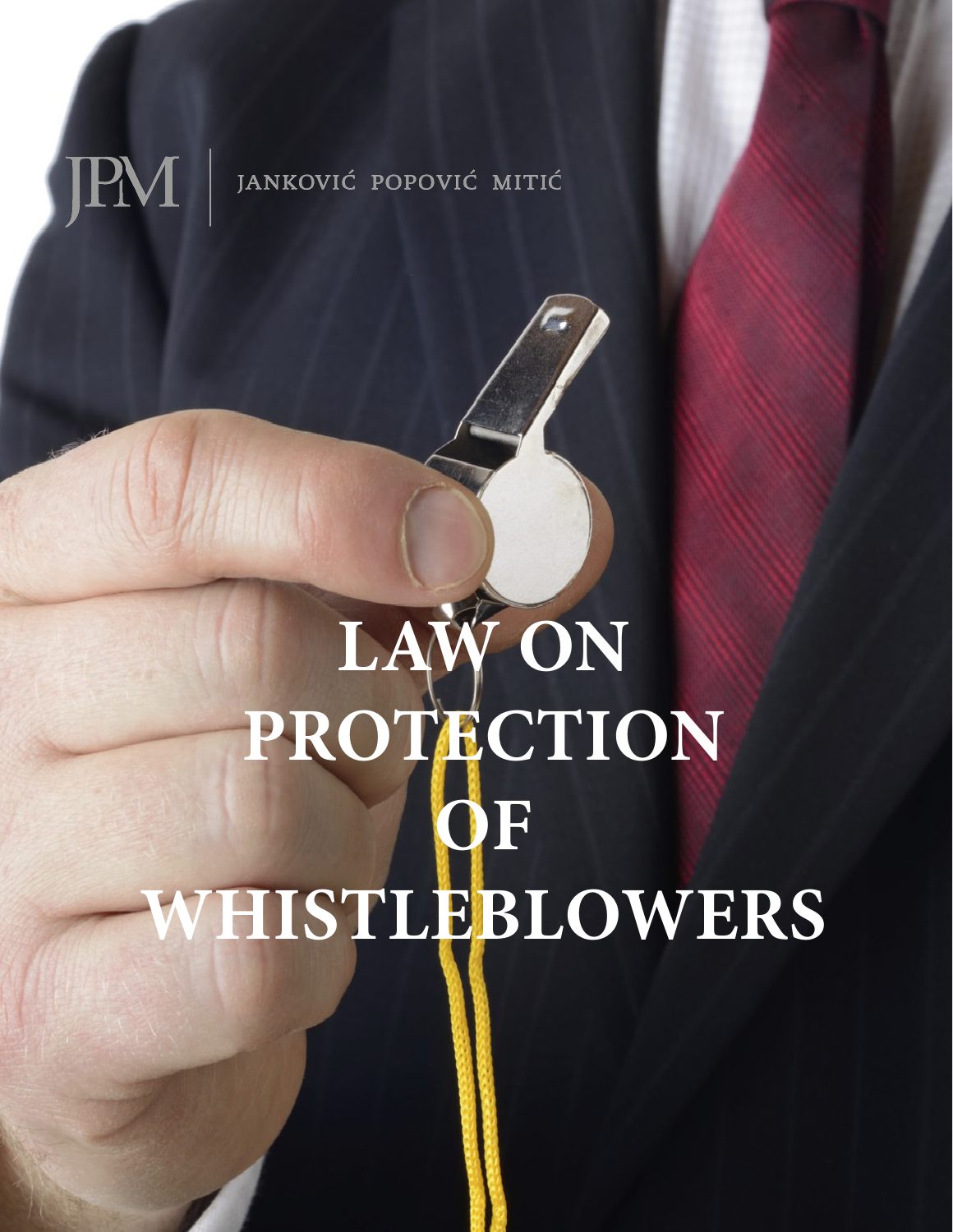JPM | JANKOVIĆ POPOVIĆ MITIĆ

# LAW ON PROTECTION OF WHISTLEBLOWERS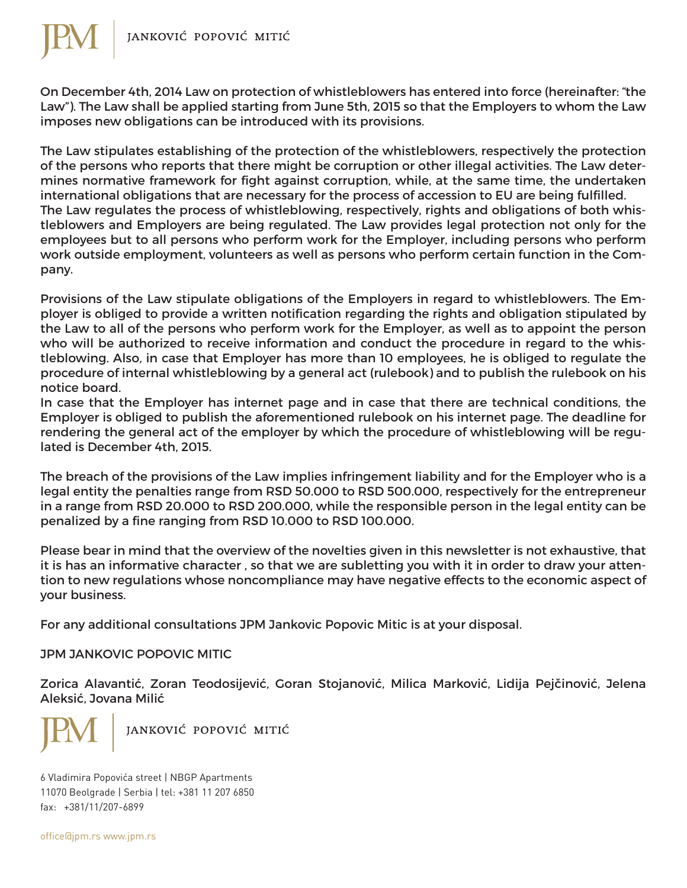On December 4th, 2014 Law on protection of whistleblowers has entered into force (hereinafter: "the Law"). The Law shall be applied starting from June 5th, 2015 so that the Employers to whom the Law imposes new obligations can be introduced with its provisions.

The Law stipulates establishing of the protection of the whistleblowers, respectively the protection of the persons who reports that there might be corruption or other illegal activities. The Law determines normative framework for fight against corruption, while, at the same time, the undertaken international obligations that are necessary for the process of accession to EU are being fulfilled. The Law regulates the process of whistleblowing, respectively, rights and obligations of both whistleblowers and Employers are being regulated. The Law provides legal protection not only for the employees but to all persons who perform work for the Employer, including persons who perform work outside employment, volunteers as well as persons who perform certain function in the Company.

Provisions of the Law stipulate obligations of the Employers in regard to whistleblowers. The Employer is obliged to provide a written notification regarding the rights and obligation stipulated by the Law to all of the persons who perform work for the Employer, as well as to appoint the person who will be authorized to receive information and conduct the procedure in regard to the whistleblowing. Also, in case that Employer has more than 10 employees, he is obliged to regulate the procedure of internal whistleblowing by a general act (rulebook) and to publish the rulebook on his notice board.
In case that the Employer has internet page and in case that there are technical conditions, the Employer is obliged to publish the aforementioned rulebook on his internet page. The deadline for rendering the general act of the employer by which the procedure of whistleblowing will be regulated is December 4th, 2015.

The breach of the provisions of the Law implies infringement liability and for the Employer who is a legal entity the penalties range from RSD 50.000 to RSD 500.000, respectively for the entrepreneur in a range from RSD 20.000 to RSD 200.000, while the responsible person in the legal entity can be penalized by a fine ranging from RSD 10.000 to RSD 100.000.

Please bear in mind that the overview of the novelties given in this newsletter is not exhaustive, that it is has an informative character , so that we are subletting you with it in order to draw your attention to new regulations whose noncompliance may have negative effects to the economic aspect of your business.

For any additional consultations JPM Jankovic Popovic Mitic is at your disposal.

JPM JANKOVIC POPOVIC MITIC

Zorica Alavantić, Zoran Teodosijević, Goran Stojanović, Milica Marković, Lidija Pejčinović, Jelena Aleksić, Jovana Milić

JPM | JANKOVIĆ POPOVIĆ MITIĆ

6 Vladimira Popovića street | NBGP Apartments
11070 Beolgrade | Serbia | tel: +381 11 207 6850
fax: +381/11/207-6899

office@jpm.rs www.jpm.rs